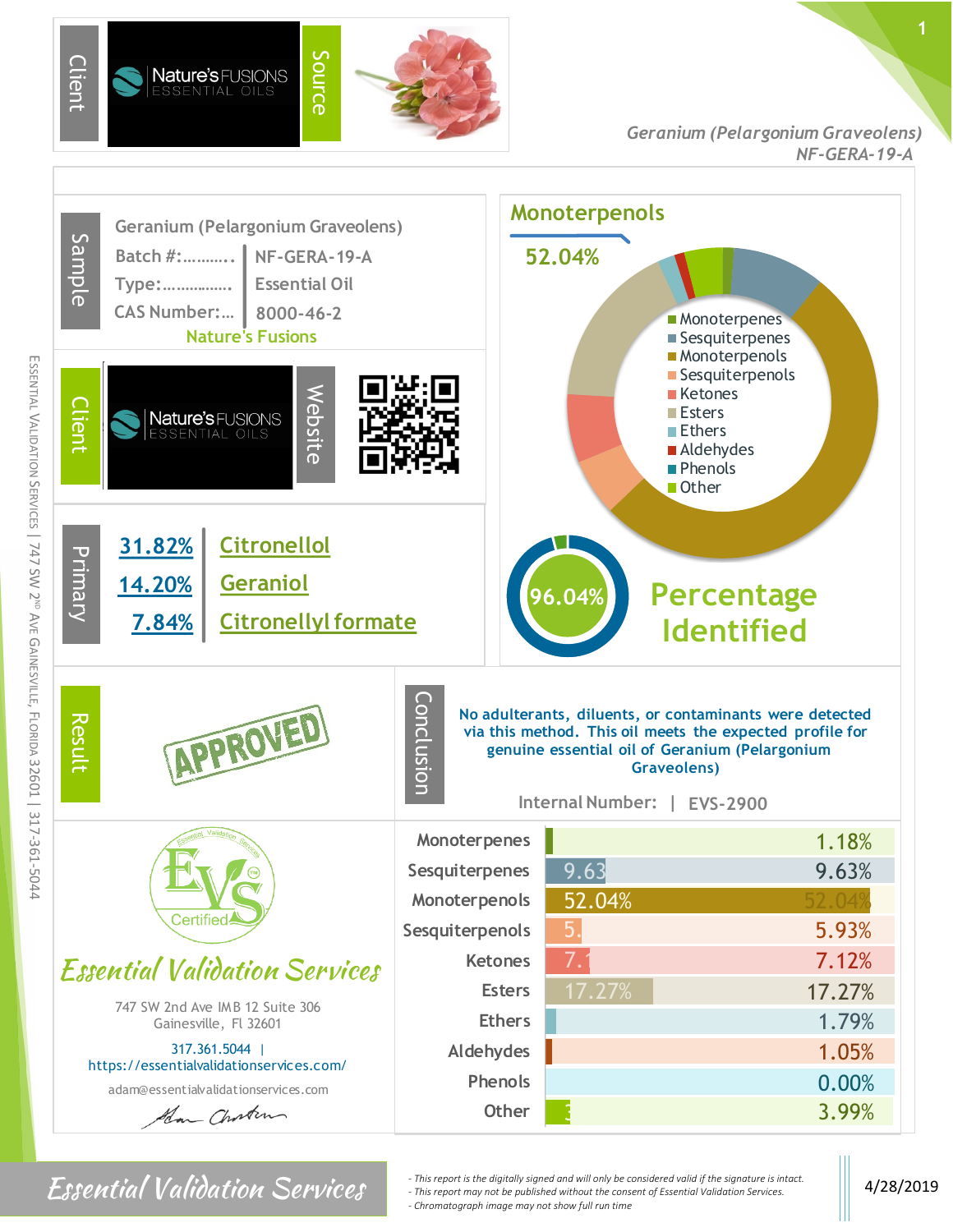**Client:** Nature's FUSIONS ESSENTIAL OILS

**Source**

*Geranium (Pelargonium Graveolens)*
*NF-GERA-19-A*

## Sample

Geranium (Pelargonium Graveolens)

| | |
|---|---|
| Batch #:.......... | NF-GERA-19-A |
| Type:............... | Essential Oil |
| CAS Number:... | 8000-46-2 |

Nature's Fusions

**Client:** Nature's FUSIONS ESSENTIAL OILS

**Website**

## Primary

| | |
|---|---|
| 31.82% | Citronellol |
| 14.20% | Geraniol |
| 7.84% | Citronellyl formate |

## Monoterpenols

52.04%

- Monoterpenes
- Sesquiterpenes
- Monoterpenols
- Sesquiterpenols
- Ketones
- Esters
- Ethers
- Aldehydes
- Phenols
- Other

**96.04% Percentage Identified**

## Result

APPROVED

## Conclusion

No adulterants, diluents, or contaminants were detected via this method. This oil meets the expected profile for genuine essential oil of Geranium (Pelargonium Graveolens)

Internal Number: | EVS-2900

| Class | Percentage |
|---|---|
| Monoterpenes | 1.18% |
| Sesquiterpenes | 9.63% |
| Monoterpenols | 52.04% |
| Sesquiterpenols | 5.93% |
| Ketones | 7.12% |
| Esters | 17.27% |
| Ethers | 1.79% |
| Aldehydes | 1.05% |
| Phenols | 0.00% |
| Other | 3.99% |

EVS Certified

*Essential Validation Services*

747 SW 2nd Ave IMB 12 Suite 306
Gainesville, Fl 32601

317.361.5044 | https://essentialvalidationservices.com/

adam@essentialvalidationservices.com

ESSENTIAL VALIDATION SERVICES | 747 SW 2ND AVE GAINESVILLE, FLORIDA 32601 | 317-361-5044

*Essential Validation Services*

- *This report is the digitally signed and will only be considered valid if the signature is intact.*
- *This report may not be published without the consent of Essential Validation Services.*
- *Chromatograph image may not show full run time*

4/28/2019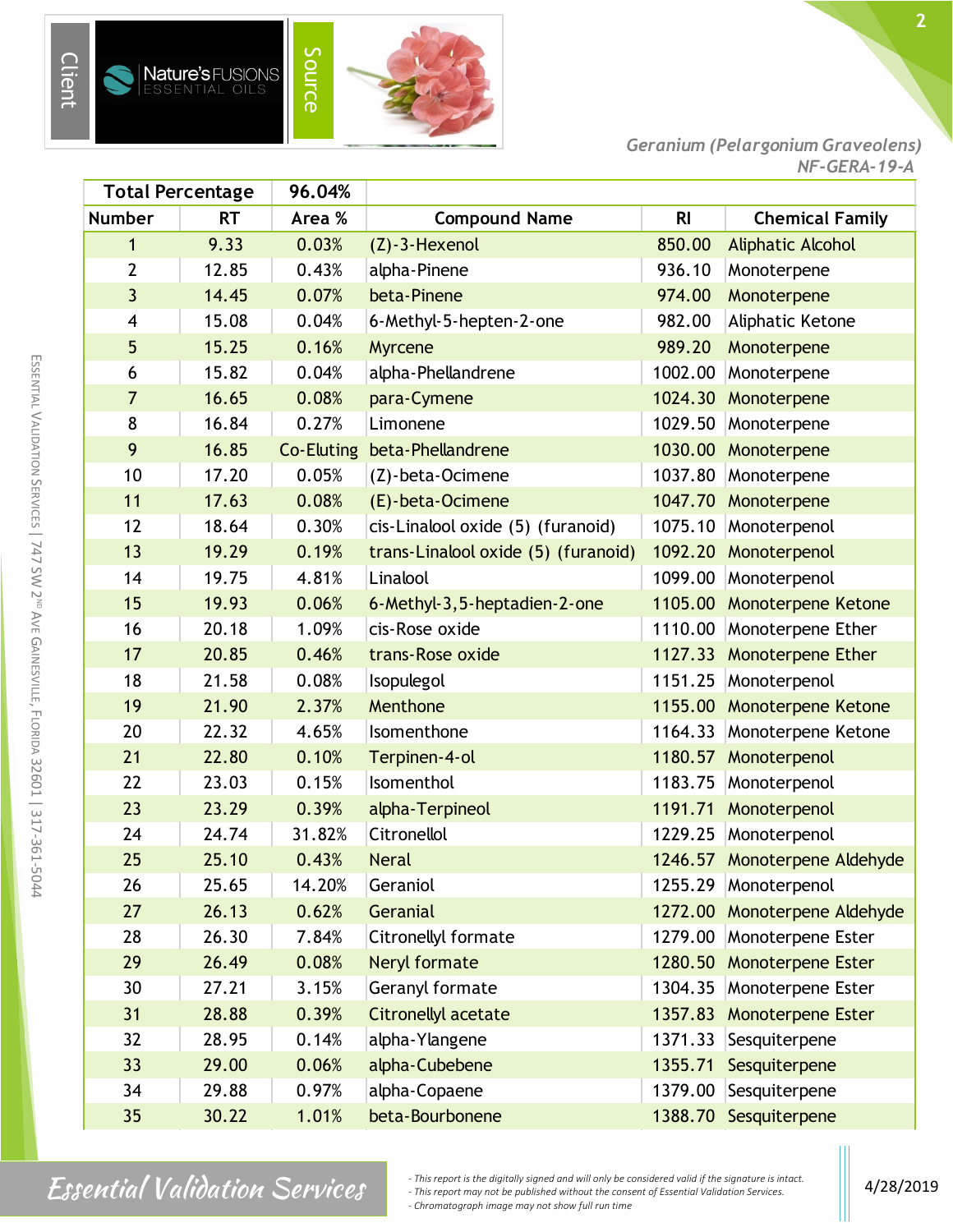Client | Nature's FUSIONS ESSENTIAL OILS | Source

*Geranium (Pelargonium Graveolens)*
*NF-GERA-19-A*

| Total Percentage | | 96.04% | | | |
|---|---|---|---|---|---|
| **Number** | **RT** | **Area %** | **Compound Name** | **RI** | **Chemical Family** |
| 1 | 9.33 | 0.03% | (Z)-3-Hexenol | 850.00 | Aliphatic Alcohol |
| 2 | 12.85 | 0.43% | alpha-Pinene | 936.10 | Monoterpene |
| 3 | 14.45 | 0.07% | beta-Pinene | 974.00 | Monoterpene |
| 4 | 15.08 | 0.04% | 6-Methyl-5-hepten-2-one | 982.00 | Aliphatic Ketone |
| 5 | 15.25 | 0.16% | Myrcene | 989.20 | Monoterpene |
| 6 | 15.82 | 0.04% | alpha-Phellandrene | 1002.00 | Monoterpene |
| 7 | 16.65 | 0.08% | para-Cymene | 1024.30 | Monoterpene |
| 8 | 16.84 | 0.27% | Limonene | 1029.50 | Monoterpene |
| 9 | 16.85 | Co-Eluting | beta-Phellandrene | 1030.00 | Monoterpene |
| 10 | 17.20 | 0.05% | (Z)-beta-Ocimene | 1037.80 | Monoterpene |
| 11 | 17.63 | 0.08% | (E)-beta-Ocimene | 1047.70 | Monoterpene |
| 12 | 18.64 | 0.30% | cis-Linalool oxide (5) (furanoid) | 1075.10 | Monoterpenol |
| 13 | 19.29 | 0.19% | trans-Linalool oxide (5) (furanoid) | 1092.20 | Monoterpenol |
| 14 | 19.75 | 4.81% | Linalool | 1099.00 | Monoterpenol |
| 15 | 19.93 | 0.06% | 6-Methyl-3,5-heptadien-2-one | 1105.00 | Monoterpene Ketone |
| 16 | 20.18 | 1.09% | cis-Rose oxide | 1110.00 | Monoterpene Ether |
| 17 | 20.85 | 0.46% | trans-Rose oxide | 1127.33 | Monoterpene Ether |
| 18 | 21.58 | 0.08% | Isopulegol | 1151.25 | Monoterpenol |
| 19 | 21.90 | 2.37% | Menthone | 1155.00 | Monoterpene Ketone |
| 20 | 22.32 | 4.65% | Isomenthone | 1164.33 | Monoterpene Ketone |
| 21 | 22.80 | 0.10% | Terpinen-4-ol | 1180.57 | Monoterpenol |
| 22 | 23.03 | 0.15% | Isomenthol | 1183.75 | Monoterpenol |
| 23 | 23.29 | 0.39% | alpha-Terpineol | 1191.71 | Monoterpenol |
| 24 | 24.74 | 31.82% | Citronellol | 1229.25 | Monoterpenol |
| 25 | 25.10 | 0.43% | Neral | 1246.57 | Monoterpene Aldehyde |
| 26 | 25.65 | 14.20% | Geraniol | 1255.29 | Monoterpenol |
| 27 | 26.13 | 0.62% | Geranial | 1272.00 | Monoterpene Aldehyde |
| 28 | 26.30 | 7.84% | Citronellyl formate | 1279.00 | Monoterpene Ester |
| 29 | 26.49 | 0.08% | Neryl formate | 1280.50 | Monoterpene Ester |
| 30 | 27.21 | 3.15% | Geranyl formate | 1304.35 | Monoterpene Ester |
| 31 | 28.88 | 0.39% | Citronellyl acetate | 1357.83 | Monoterpene Ester |
| 32 | 28.95 | 0.14% | alpha-Ylangene | 1371.33 | Sesquiterpene |
| 33 | 29.00 | 0.06% | alpha-Cubebene | 1355.71 | Sesquiterpene |
| 34 | 29.88 | 0.97% | alpha-Copaene | 1379.00 | Sesquiterpene |
| 35 | 30.22 | 1.01% | beta-Bourbonene | 1388.70 | Sesquiterpene |

ESSENTIAL VALIDATION SERVICES | 747 SW 2ND AVE GAINESVILLE, FLORIDA 32601 | 317-361-5044

Essential Validation Services

- This report is the digitally signed and will only be considered valid if the signature is intact.
- This report may not be published without the consent of Essential Validation Services.
- Chromatograph image may not show full run time

4/28/2019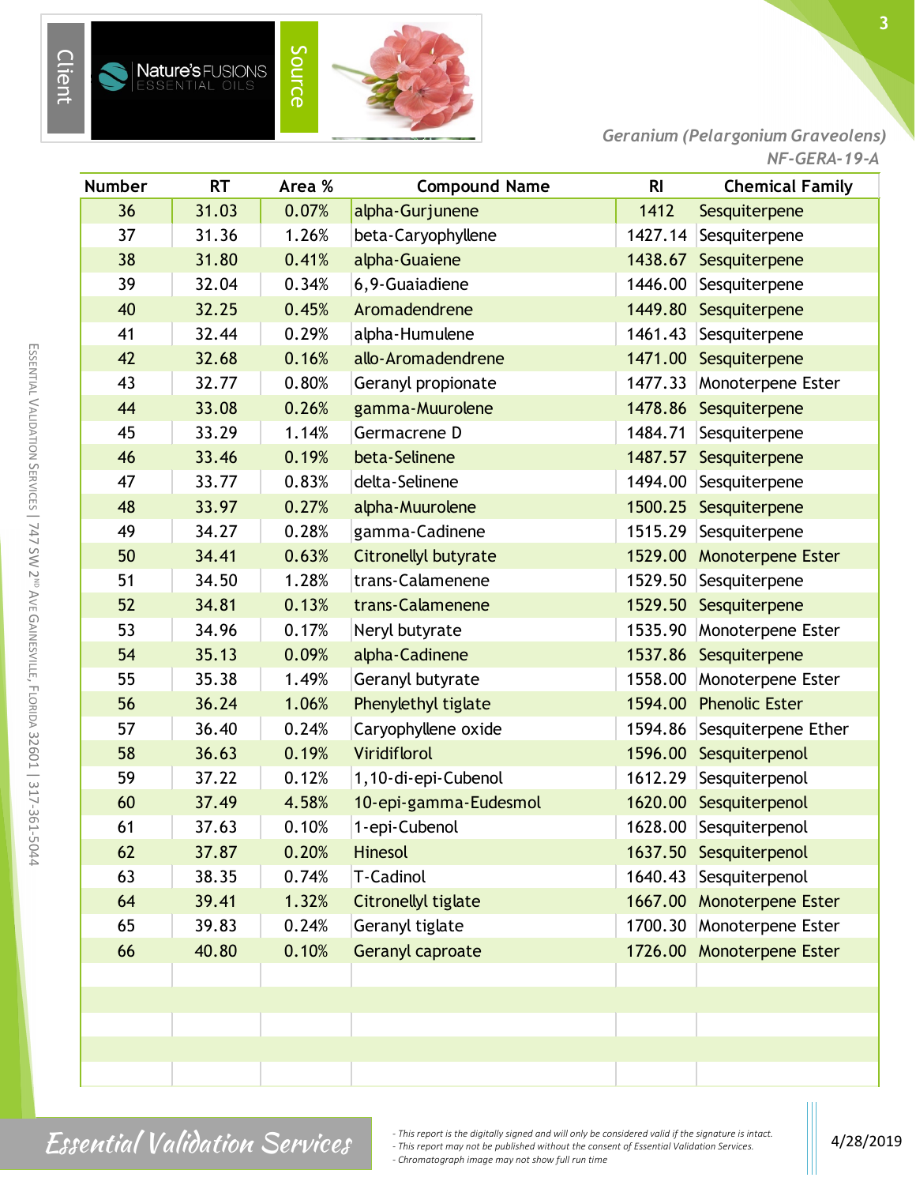Client

Nature's FUSIONS ESSENTIAL OILS

Source

*Geranium (Pelargonium Graveolens)*
*NF-GERA-19-A*

| Number | RT | Area % | Compound Name | RI | Chemical Family |
|---|---|---|---|---|---|
| 36 | 31.03 | 0.07% | alpha-Gurjunene | 1412 | Sesquiterpene |
| 37 | 31.36 | 1.26% | beta-Caryophyllene | 1427.14 | Sesquiterpene |
| 38 | 31.80 | 0.41% | alpha-Guaiene | 1438.67 | Sesquiterpene |
| 39 | 32.04 | 0.34% | 6,9-Guaiadiene | 1446.00 | Sesquiterpene |
| 40 | 32.25 | 0.45% | Aromadendrene | 1449.80 | Sesquiterpene |
| 41 | 32.44 | 0.29% | alpha-Humulene | 1461.43 | Sesquiterpene |
| 42 | 32.68 | 0.16% | allo-Aromadendrene | 1471.00 | Sesquiterpene |
| 43 | 32.77 | 0.80% | Geranyl propionate | 1477.33 | Monoterpene Ester |
| 44 | 33.08 | 0.26% | gamma-Muurolene | 1478.86 | Sesquiterpene |
| 45 | 33.29 | 1.14% | Germacrene D | 1484.71 | Sesquiterpene |
| 46 | 33.46 | 0.19% | beta-Selinene | 1487.57 | Sesquiterpene |
| 47 | 33.77 | 0.83% | delta-Selinene | 1494.00 | Sesquiterpene |
| 48 | 33.97 | 0.27% | alpha-Muurolene | 1500.25 | Sesquiterpene |
| 49 | 34.27 | 0.28% | gamma-Cadinene | 1515.29 | Sesquiterpene |
| 50 | 34.41 | 0.63% | Citronellyl butyrate | 1529.00 | Monoterpene Ester |
| 51 | 34.50 | 1.28% | trans-Calamenene | 1529.50 | Sesquiterpene |
| 52 | 34.81 | 0.13% | trans-Calamenene | 1529.50 | Sesquiterpene |
| 53 | 34.96 | 0.17% | Neryl butyrate | 1535.90 | Monoterpene Ester |
| 54 | 35.13 | 0.09% | alpha-Cadinene | 1537.86 | Sesquiterpene |
| 55 | 35.38 | 1.49% | Geranyl butyrate | 1558.00 | Monoterpene Ester |
| 56 | 36.24 | 1.06% | Phenylethyl tiglate | 1594.00 | Phenolic Ester |
| 57 | 36.40 | 0.24% | Caryophyllene oxide | 1594.86 | Sesquiterpene Ether |
| 58 | 36.63 | 0.19% | Viridiflorol | 1596.00 | Sesquiterpenol |
| 59 | 37.22 | 0.12% | 1,10-di-epi-Cubenol | 1612.29 | Sesquiterpenol |
| 60 | 37.49 | 4.58% | 10-epi-gamma-Eudesmol | 1620.00 | Sesquiterpenol |
| 61 | 37.63 | 0.10% | 1-epi-Cubenol | 1628.00 | Sesquiterpenol |
| 62 | 37.87 | 0.20% | Hinesol | 1637.50 | Sesquiterpenol |
| 63 | 38.35 | 0.74% | T-Cadinol | 1640.43 | Sesquiterpenol |
| 64 | 39.41 | 1.32% | Citronellyl tiglate | 1667.00 | Monoterpene Ester |
| 65 | 39.83 | 0.24% | Geranyl tiglate | 1700.30 | Monoterpene Ester |
| 66 | 40.80 | 0.10% | Geranyl caproate | 1726.00 | Monoterpene Ester |

Essential Validation Services | 747 SW 2nd Ave Gainesville, Florida 32601 | 317-361-5044

Essential Validation Services

- *This report is the digitally signed and will only be considered valid if the signature is intact.*
- *This report may not be published without the consent of Essential Validation Services.*
- *Chromatograph image may not show full run time*

4/28/2019